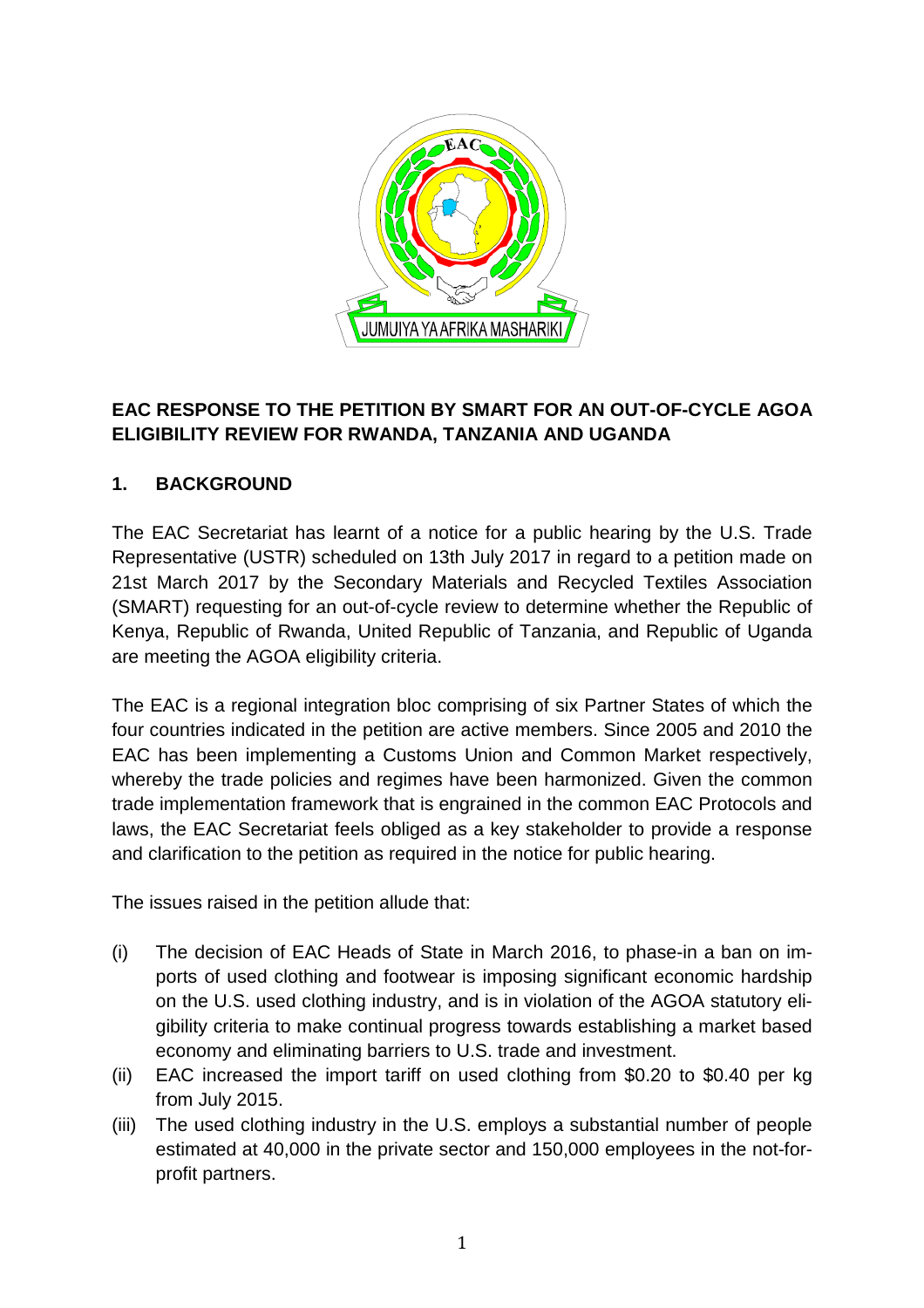## EAC RESPONSE TO THE PETITION BY SMART FOR AN OUT-OF-CYCLE AGOA ELIGIBILITY REVIEW FOR RWANDA, TANZANIA AND UGANDA

### 1. BACKGROUND

The EAC Secretariat has learnt of a notice for a public hearing by the U.S. Trade Representative (USTR) scheduled on 13th July 2017 in regard to a petition made on 21st March 2017 by the Secondary Materials and Recycled Textiles Association (SMART) requesting for an out-of-cycle review to determine whether the Republic of Kenya, Republic of Rwanda, United Republic of Tanzania, and Republic of Uganda are meeting the AGOA eligibility criteria.

The EAC is a regional integration bloc comprising of six Partner States of which the four countries indicated in the petition are active members. Since 2005 and 2010 the EAC has been implementing a Customs Union and Common Market respectively, whereby the trade policies and regimes have been harmonized. Given the common trade implementation framework that is engrained in the common EAC Protocols and laws, the EAC Secretariat feels obliged as a key stakeholder to provide a response and clarification to the petition as required in the notice for public hearing.

The issues raised in the petition allude that:

(i) The decision of EAC Heads of State in March 2016, to phase-in a ban on imports of used clothing and footwear is imposing significant economic hardship on the U.S. used clothing industry, and is in violation of the AGOA statutory eligibility criteria to make continual progress towards establishing a market based economy and eliminating barriers to U.S. trade and investment.

(ii) EAC increased the import tariff on used clothing from $0.20 to $0.40 per kg from July 2015.

(iii) The used clothing industry in the U.S. employs a substantial number of people estimated at 40,000 in the private sector and 150,000 employees in the not-for-profit partners.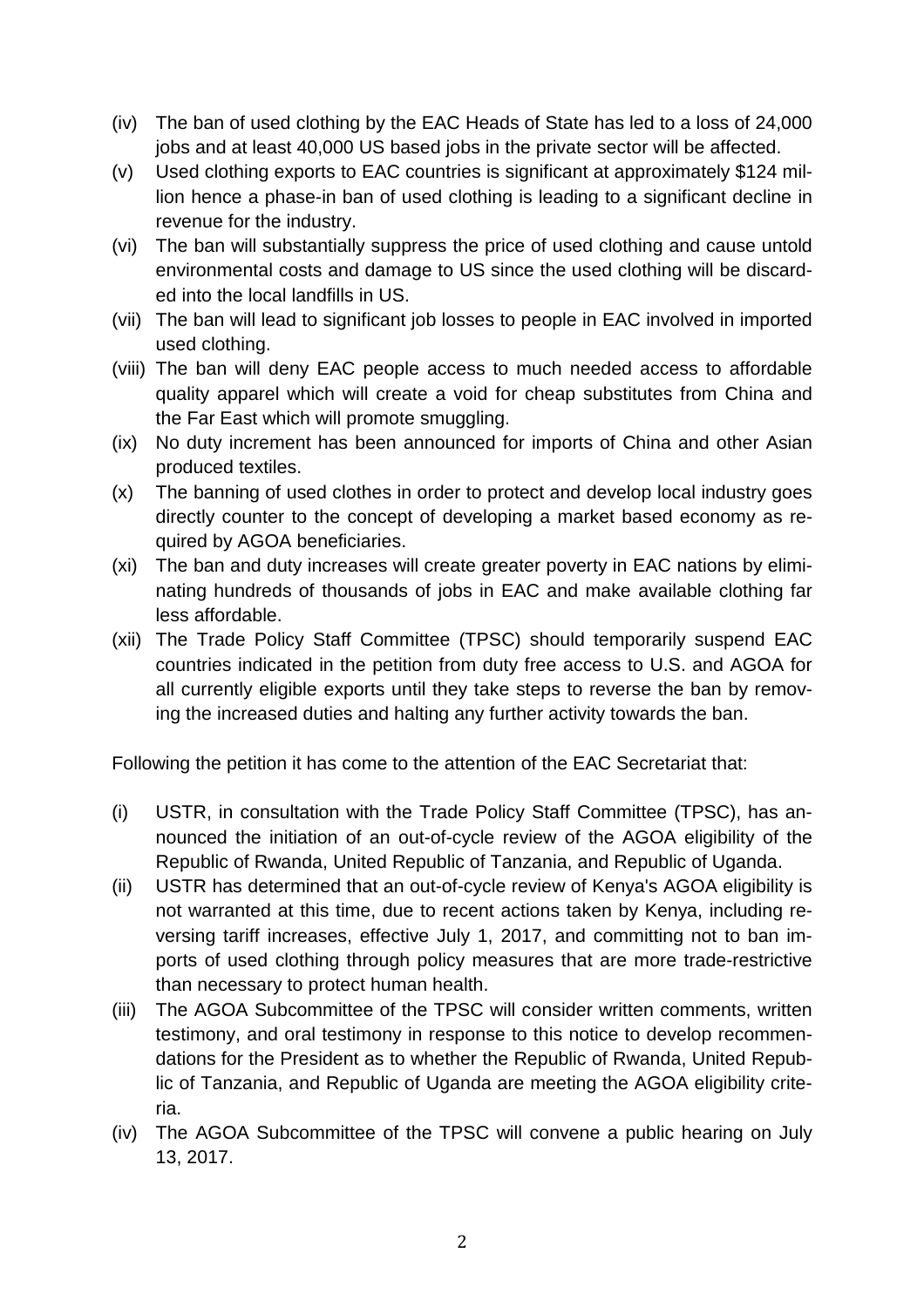(iv) The ban of used clothing by the EAC Heads of State has led to a loss of 24,000 jobs and at least 40,000 US based jobs in the private sector will be affected.

(v) Used clothing exports to EAC countries is significant at approximately $124 million hence a phase-in ban of used clothing is leading to a significant decline in revenue for the industry.

(vi) The ban will substantially suppress the price of used clothing and cause untold environmental costs and damage to US since the used clothing will be discarded into the local landfills in US.

(vii) The ban will lead to significant job losses to people in EAC involved in imported used clothing.

(viii) The ban will deny EAC people access to much needed access to affordable quality apparel which will create a void for cheap substitutes from China and the Far East which will promote smuggling.

(ix) No duty increment has been announced for imports of China and other Asian produced textiles.

(x) The banning of used clothes in order to protect and develop local industry goes directly counter to the concept of developing a market based economy as required by AGOA beneficiaries.

(xi) The ban and duty increases will create greater poverty in EAC nations by eliminating hundreds of thousands of jobs in EAC and make available clothing far less affordable.

(xii) The Trade Policy Staff Committee (TPSC) should temporarily suspend EAC countries indicated in the petition from duty free access to U.S. and AGOA for all currently eligible exports until they take steps to reverse the ban by removing the increased duties and halting any further activity towards the ban.

Following the petition it has come to the attention of the EAC Secretariat that:

(i) USTR, in consultation with the Trade Policy Staff Committee (TPSC), has announced the initiation of an out-of-cycle review of the AGOA eligibility of the Republic of Rwanda, United Republic of Tanzania, and Republic of Uganda.

(ii) USTR has determined that an out-of-cycle review of Kenya's AGOA eligibility is not warranted at this time, due to recent actions taken by Kenya, including reversing tariff increases, effective July 1, 2017, and committing not to ban imports of used clothing through policy measures that are more trade-restrictive than necessary to protect human health.

(iii) The AGOA Subcommittee of the TPSC will consider written comments, written testimony, and oral testimony in response to this notice to develop recommendations for the President as to whether the Republic of Rwanda, United Republic of Tanzania, and Republic of Uganda are meeting the AGOA eligibility criteria.

(iv) The AGOA Subcommittee of the TPSC will convene a public hearing on July 13, 2017.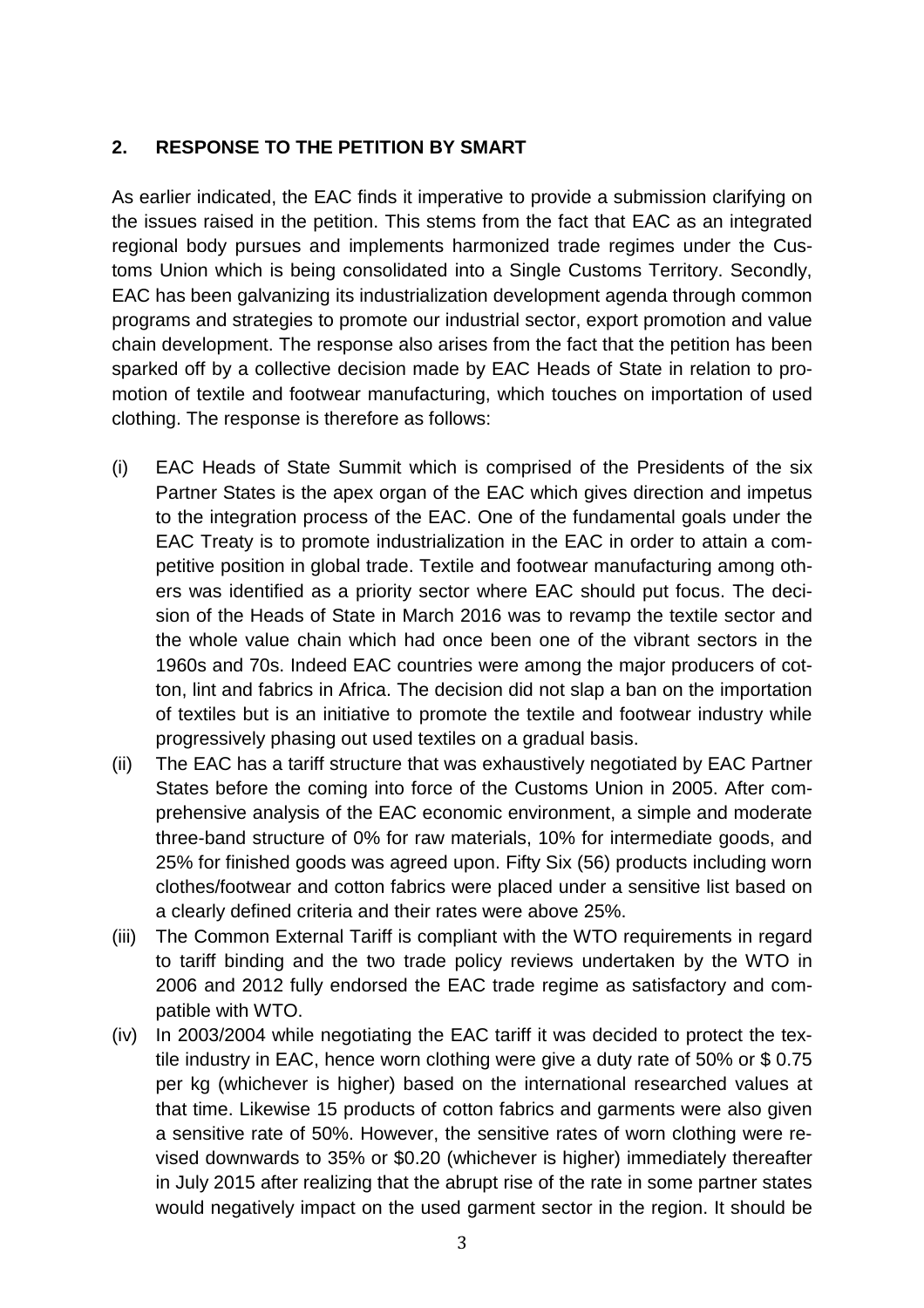## 2. RESPONSE TO THE PETITION BY SMART

As earlier indicated, the EAC finds it imperative to provide a submission clarifying on the issues raised in the petition. This stems from the fact that EAC as an integrated regional body pursues and implements harmonized trade regimes under the Customs Union which is being consolidated into a Single Customs Territory. Secondly, EAC has been galvanizing its industrialization development agenda through common programs and strategies to promote our industrial sector, export promotion and value chain development. The response also arises from the fact that the petition has been sparked off by a collective decision made by EAC Heads of State in relation to promotion of textile and footwear manufacturing, which touches on importation of used clothing. The response is therefore as follows:

(i) EAC Heads of State Summit which is comprised of the Presidents of the six Partner States is the apex organ of the EAC which gives direction and impetus to the integration process of the EAC. One of the fundamental goals under the EAC Treaty is to promote industrialization in the EAC in order to attain a competitive position in global trade. Textile and footwear manufacturing among others was identified as a priority sector where EAC should put focus. The decision of the Heads of State in March 2016 was to revamp the textile sector and the whole value chain which had once been one of the vibrant sectors in the 1960s and 70s. Indeed EAC countries were among the major producers of cotton, lint and fabrics in Africa. The decision did not slap a ban on the importation of textiles but is an initiative to promote the textile and footwear industry while progressively phasing out used textiles on a gradual basis.

(ii) The EAC has a tariff structure that was exhaustively negotiated by EAC Partner States before the coming into force of the Customs Union in 2005. After comprehensive analysis of the EAC economic environment, a simple and moderate three-band structure of 0% for raw materials, 10% for intermediate goods, and 25% for finished goods was agreed upon. Fifty Six (56) products including worn clothes/footwear and cotton fabrics were placed under a sensitive list based on a clearly defined criteria and their rates were above 25%.

(iii) The Common External Tariff is compliant with the WTO requirements in regard to tariff binding and the two trade policy reviews undertaken by the WTO in 2006 and 2012 fully endorsed the EAC trade regime as satisfactory and compatible with WTO.

(iv) In 2003/2004 while negotiating the EAC tariff it was decided to protect the textile industry in EAC, hence worn clothing were give a duty rate of 50% or $ 0.75 per kg (whichever is higher) based on the international researched values at that time. Likewise 15 products of cotton fabrics and garments were also given a sensitive rate of 50%. However, the sensitive rates of worn clothing were revised downwards to 35% or $0.20 (whichever is higher) immediately thereafter in July 2015 after realizing that the abrupt rise of the rate in some partner states would negatively impact on the used garment sector in the region. It should be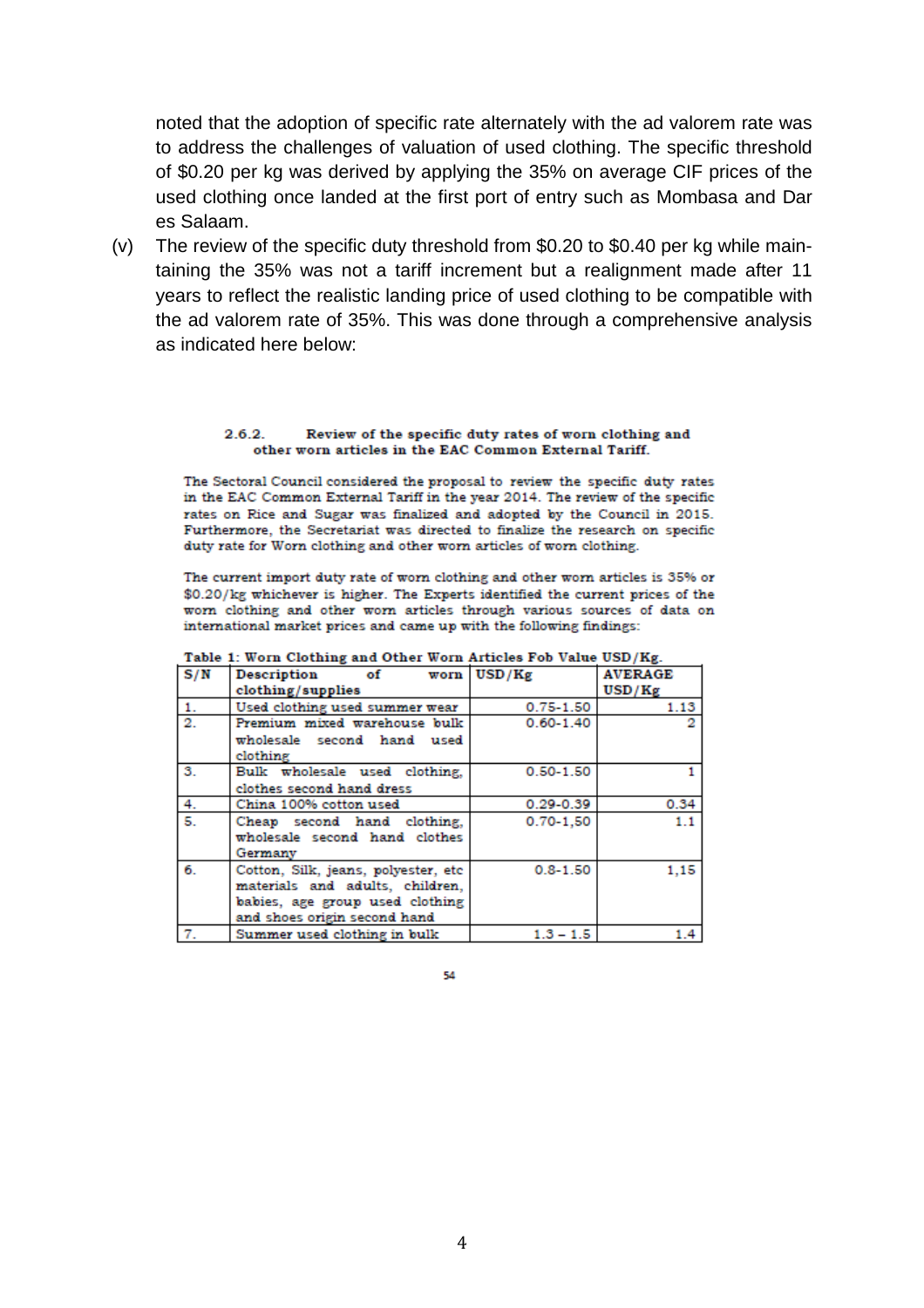noted that the adoption of specific rate alternately with the ad valorem rate was to address the challenges of valuation of used clothing. The specific threshold of $0.20 per kg was derived by applying the 35% on average CIF prices of the used clothing once landed at the first port of entry such as Mombasa and Dar es Salaam.

(v) The review of the specific duty threshold from $0.20 to $0.40 per kg while maintaining the 35% was not a tariff increment but a realignment made after 11 years to reflect the realistic landing price of used clothing to be compatible with the ad valorem rate of 35%. This was done through a comprehensive analysis as indicated here below:

**2.6.2. Review of the specific duty rates of worn clothing and other worn articles in the EAC Common External Tariff.**

The Sectoral Council considered the proposal to review the specific duty rates in the EAC Common External Tariff in the year 2014. The review of the specific rates on Rice and Sugar was finalized and adopted by the Council in 2015. Furthermore, the Secretariat was directed to finalize the research on specific duty rate for Worn clothing and other worn articles of worn clothing.

The current import duty rate of worn clothing and other worn articles is 35% or $0.20/kg whichever is higher. The Experts identified the current prices of the worn clothing and other worn articles through various sources of data on international market prices and came up with the following findings:

**Table 1: Worn Clothing and Other Worn Articles Fob Value USD/Kg.**

| S/N | Description of worn clothing/supplies | USD/Kg | AVERAGE USD/Kg |
|---|---|---|---|
| 1. | Used clothing used summer wear | 0.75-1.50 | 1.13 |
| 2. | Premium mixed warehouse bulk wholesale second hand used clothing | 0.60-1.40 | 2 |
| 3. | Bulk wholesale used clothing, clothes second hand dress | 0.50-1.50 | 1 |
| 4. | China 100% cotton used | 0.29-0.39 | 0.34 |
| 5. | Cheap second hand clothing, wholesale second hand clothes Germany | 0.70-1,50 | 1.1 |
| 6. | Cotton, Silk, jeans, polyester, etc materials and adults, children, babies, age group used clothing and shoes origin second hand | 0.8-1.50 | 1,15 |
| 7. | Summer used clothing in bulk | 1.3 – 1.5 | 1.4 |

54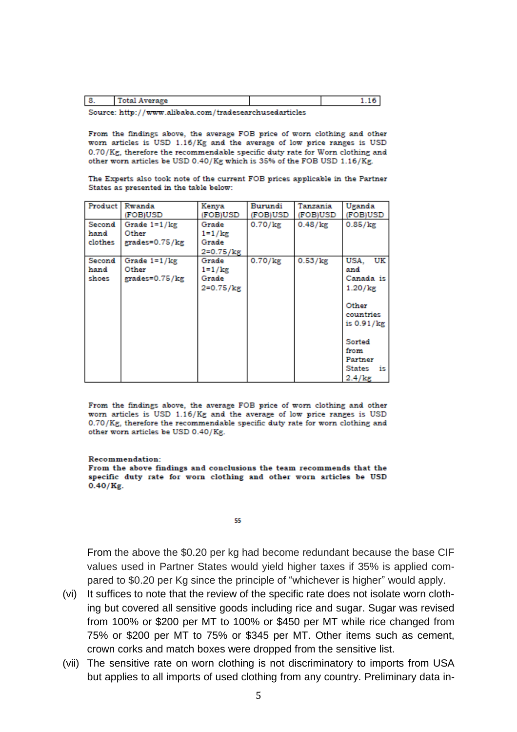| 8. | Total Average | | 1.16 |
|---|---|---|---|

Source: http://www.alibaba.com/tradesearchusedarticles

From the findings above, the average FOB price of worn clothing and other worn articles is USD 1.16/Kg and the average of low price ranges is USD 0.70/Kg, therefore the recommendable specific duty rate for Worn clothing and other worn articles be USD 0.40/Kg which is 35% of the FOB USD 1.16/Kg.

The Experts also took note of the current FOB prices applicable in the Partner States as presented in the table below:

| Product | Rwanda (FOB)USD | Kenya (FOB)USD | Burundi (FOB)USD | Tanzania (FOB)USD | Uganda (FOB)USD |
|---|---|---|---|---|---|
| Second hand clothes | Grade 1=1/kg Other grades=0.75/kg | Grade 1=1/kg Grade 2=0.75/kg | 0.70/kg | 0.48/kg | 0.85/kg |
| Second hand shoes | Grade 1=1/kg Other grades=0.75/kg | Grade 1=1/kg Grade 2=0.75/kg | 0.70/kg | 0.53/kg | USA, UK and Canada is 1.20/kg<br><br>Other countries is 0.91/kg<br><br>Sorted from Partner States is 2.4/kg |

From the findings above, the average FOB price of worn clothing and other worn articles is USD 1.16/Kg and the average of low price ranges is USD 0.70/Kg, therefore the recommendable specific duty rate for worn clothing and other worn articles be USD 0.40/Kg.

**Recommendation:**
**From the above findings and conclusions the team recommends that the specific duty rate for worn clothing and other worn articles be USD 0.40/Kg.**

From the above the $0.20 per kg had become redundant because the base CIF values used in Partner States would yield higher taxes if 35% is applied compared to $0.20 per Kg since the principle of "whichever is higher" would apply.

(vi) It suffices to note that the review of the specific rate does not isolate worn clothing but covered all sensitive goods including rice and sugar. Sugar was revised from 100% or $200 per MT to 100% or $450 per MT while rice changed from 75% or $200 per MT to 75% or $345 per MT. Other items such as cement, crown corks and match boxes were dropped from the sensitive list.

(vii) The sensitive rate on worn clothing is not discriminatory to imports from USA but applies to all imports of used clothing from any country. Preliminary data in-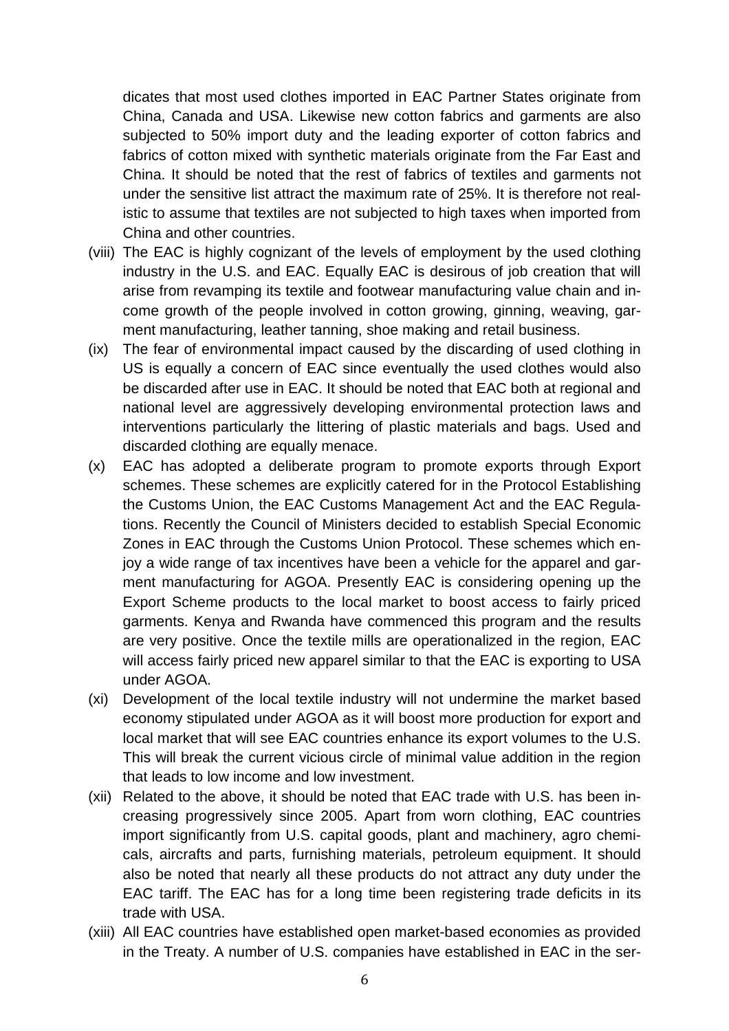dicates that most used clothes imported in EAC Partner States originate from China, Canada and USA. Likewise new cotton fabrics and garments are also subjected to 50% import duty and the leading exporter of cotton fabrics and fabrics of cotton mixed with synthetic materials originate from the Far East and China. It should be noted that the rest of fabrics of textiles and garments not under the sensitive list attract the maximum rate of 25%. It is therefore not realistic to assume that textiles are not subjected to high taxes when imported from China and other countries.

(viii) The EAC is highly cognizant of the levels of employment by the used clothing industry in the U.S. and EAC. Equally EAC is desirous of job creation that will arise from revamping its textile and footwear manufacturing value chain and income growth of the people involved in cotton growing, ginning, weaving, garment manufacturing, leather tanning, shoe making and retail business.

(ix) The fear of environmental impact caused by the discarding of used clothing in US is equally a concern of EAC since eventually the used clothes would also be discarded after use in EAC. It should be noted that EAC both at regional and national level are aggressively developing environmental protection laws and interventions particularly the littering of plastic materials and bags. Used and discarded clothing are equally menace.

(x) EAC has adopted a deliberate program to promote exports through Export schemes. These schemes are explicitly catered for in the Protocol Establishing the Customs Union, the EAC Customs Management Act and the EAC Regulations. Recently the Council of Ministers decided to establish Special Economic Zones in EAC through the Customs Union Protocol. These schemes which enjoy a wide range of tax incentives have been a vehicle for the apparel and garment manufacturing for AGOA. Presently EAC is considering opening up the Export Scheme products to the local market to boost access to fairly priced garments. Kenya and Rwanda have commenced this program and the results are very positive. Once the textile mills are operationalized in the region, EAC will access fairly priced new apparel similar to that the EAC is exporting to USA under AGOA.

(xi) Development of the local textile industry will not undermine the market based economy stipulated under AGOA as it will boost more production for export and local market that will see EAC countries enhance its export volumes to the U.S. This will break the current vicious circle of minimal value addition in the region that leads to low income and low investment.

(xii) Related to the above, it should be noted that EAC trade with U.S. has been increasing progressively since 2005. Apart from worn clothing, EAC countries import significantly from U.S. capital goods, plant and machinery, agro chemicals, aircrafts and parts, furnishing materials, petroleum equipment. It should also be noted that nearly all these products do not attract any duty under the EAC tariff. The EAC has for a long time been registering trade deficits in its trade with USA.

(xiii) All EAC countries have established open market-based economies as provided in the Treaty. A number of U.S. companies have established in EAC in the ser-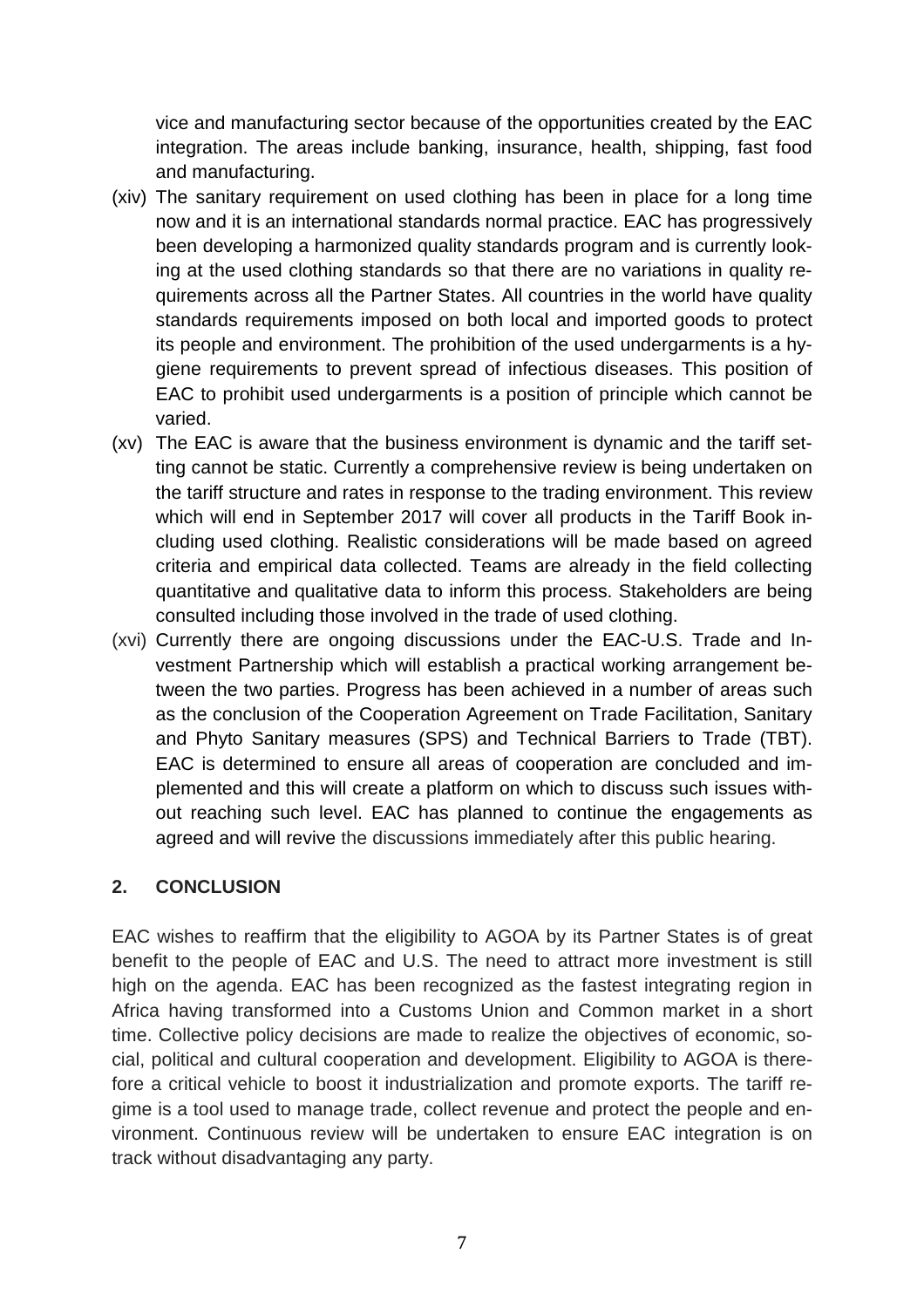vice and manufacturing sector because of the opportunities created by the EAC integration. The areas include banking, insurance, health, shipping, fast food and manufacturing.

(xiv) The sanitary requirement on used clothing has been in place for a long time now and it is an international standards normal practice. EAC has progressively been developing a harmonized quality standards program and is currently looking at the used clothing standards so that there are no variations in quality requirements across all the Partner States. All countries in the world have quality standards requirements imposed on both local and imported goods to protect its people and environment. The prohibition of the used undergarments is a hygiene requirements to prevent spread of infectious diseases. This position of EAC to prohibit used undergarments is a position of principle which cannot be varied.

(xv) The EAC is aware that the business environment is dynamic and the tariff setting cannot be static. Currently a comprehensive review is being undertaken on the tariff structure and rates in response to the trading environment. This review which will end in September 2017 will cover all products in the Tariff Book including used clothing. Realistic considerations will be made based on agreed criteria and empirical data collected. Teams are already in the field collecting quantitative and qualitative data to inform this process. Stakeholders are being consulted including those involved in the trade of used clothing.

(xvi) Currently there are ongoing discussions under the EAC-U.S. Trade and Investment Partnership which will establish a practical working arrangement between the two parties. Progress has been achieved in a number of areas such as the conclusion of the Cooperation Agreement on Trade Facilitation, Sanitary and Phyto Sanitary measures (SPS) and Technical Barriers to Trade (TBT). EAC is determined to ensure all areas of cooperation are concluded and implemented and this will create a platform on which to discuss such issues without reaching such level. EAC has planned to continue the engagements as agreed and will revive the discussions immediately after this public hearing.

## 2. CONCLUSION

EAC wishes to reaffirm that the eligibility to AGOA by its Partner States is of great benefit to the people of EAC and U.S. The need to attract more investment is still high on the agenda. EAC has been recognized as the fastest integrating region in Africa having transformed into a Customs Union and Common market in a short time. Collective policy decisions are made to realize the objectives of economic, social, political and cultural cooperation and development. Eligibility to AGOA is therefore a critical vehicle to boost it industrialization and promote exports. The tariff regime is a tool used to manage trade, collect revenue and protect the people and environment. Continuous review will be undertaken to ensure EAC integration is on track without disadvantaging any party.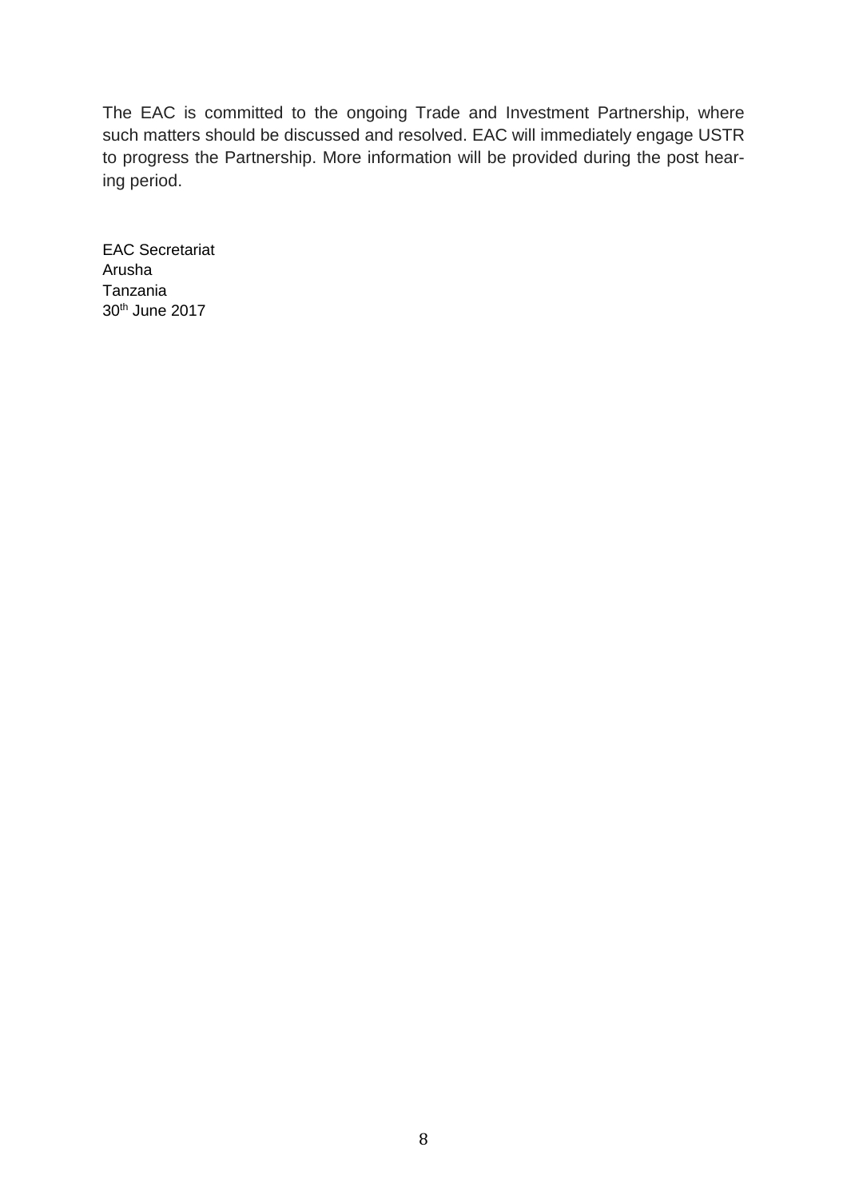The EAC is committed to the ongoing Trade and Investment Partnership, where such matters should be discussed and resolved. EAC will immediately engage USTR to progress the Partnership. More information will be provided during the post hearing period.

EAC Secretariat
Arusha
Tanzania
30th June 2017